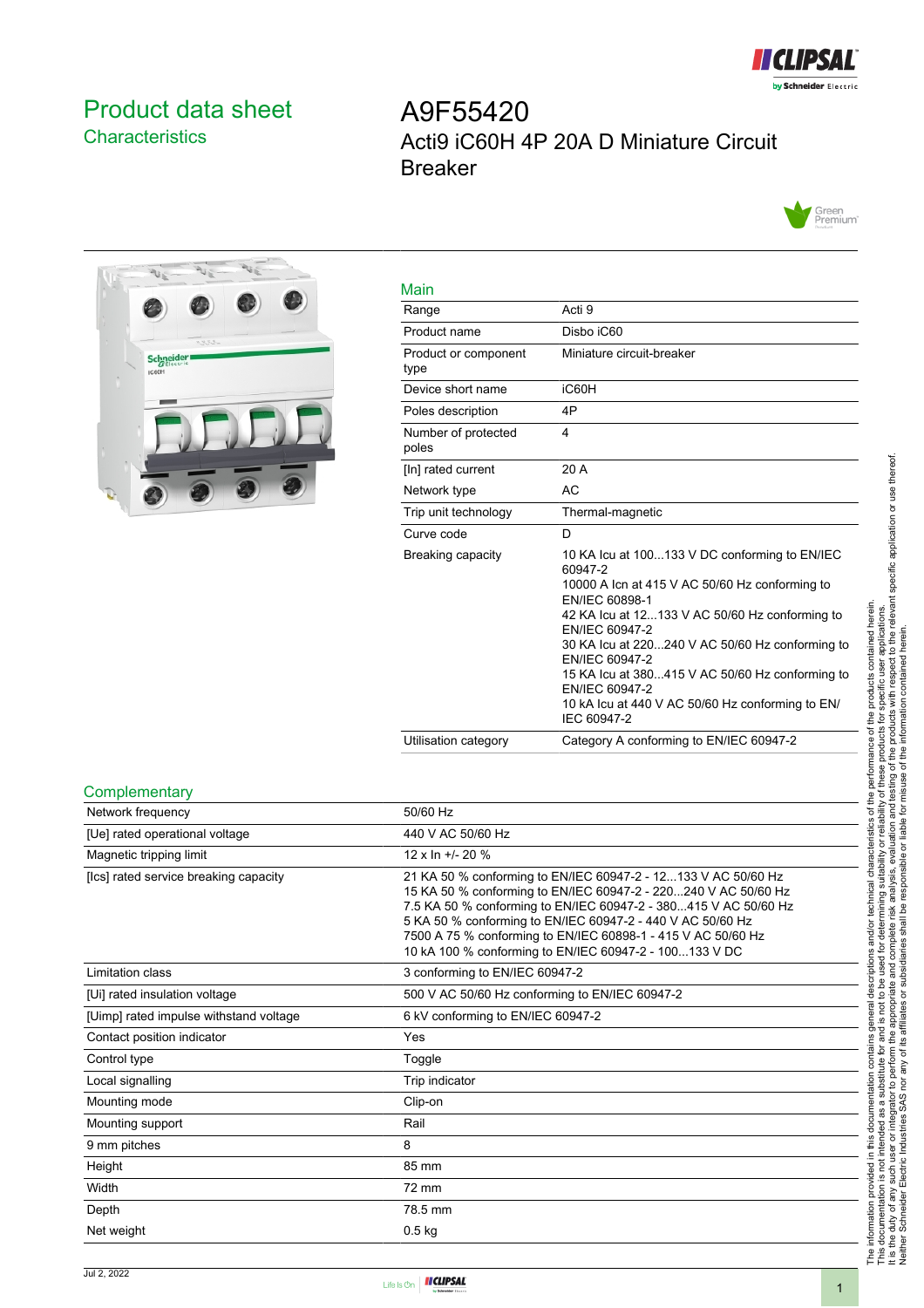# Product data sheet

## Characteristics

# A9F55420

Acti9 iC60H 4P 20A D Miniature Circuit Breaker

## Main

| | |
|---|---|
| Range | Acti 9 |
| Product name | Disbo iC60 |
| Product or component type | Miniature circuit-breaker |
| Device short name | iC60H |
| Poles description | 4P |
| Number of protected poles | 4 |
| [In] rated current | 20 A |
| Network type | AC |
| Trip unit technology | Thermal-magnetic |
| Curve code | D |
| Breaking capacity | 10 KA Icu at 100...133 V DC conforming to EN/IEC 60947-2<br>10000 A Icn at 415 V AC 50/60 Hz conforming to EN/IEC 60898-1<br>42 KA Icu at 12...133 V AC 50/60 Hz conforming to EN/IEC 60947-2<br>30 KA Icu at 220...240 V AC 50/60 Hz conforming to EN/IEC 60947-2<br>15 KA Icu at 380...415 V AC 50/60 Hz conforming to EN/IEC 60947-2<br>10 kA Icu at 440 V AC 50/60 Hz conforming to EN/ IEC 60947-2 |
| Utilisation category | Category A conforming to EN/IEC 60947-2 |

## Complementary

| | |
|---|---|
| Network frequency | 50/60 Hz |
| [Ue] rated operational voltage | 440 V AC 50/60 Hz |
| Magnetic tripping limit | 12 x In +/- 20 % |
| [Ics] rated service breaking capacity | 21 KA 50 % conforming to EN/IEC 60947-2 - 12...133 V AC 50/60 Hz<br>15 KA 50 % conforming to EN/IEC 60947-2 - 220...240 V AC 50/60 Hz<br>7.5 KA 50 % conforming to EN/IEC 60947-2 - 380...415 V AC 50/60 Hz<br>5 KA 50 % conforming to EN/IEC 60947-2 - 440 V AC 50/60 Hz<br>7500 A 75 % conforming to EN/IEC 60898-1 - 415 V AC 50/60 Hz<br>10 kA 100 % conforming to EN/IEC 60947-2 - 100...133 V DC |
| Limitation class | 3 conforming to EN/IEC 60947-2 |
| [Ui] rated insulation voltage | 500 V AC 50/60 Hz conforming to EN/IEC 60947-2 |
| [Uimp] rated impulse withstand voltage | 6 kV conforming to EN/IEC 60947-2 |
| Contact position indicator | Yes |
| Control type | Toggle |
| Local signalling | Trip indicator |
| Mounting mode | Clip-on |
| Mounting support | Rail |
| 9 mm pitches | 8 |
| Height | 85 mm |
| Width | 72 mm |
| Depth | 78.5 mm |
| Net weight | 0.5 kg |

The information provided in this documentation contains general descriptions and/or technical characteristics of the performance of the products contained herein. This documentation is not intended as a substitute for and is not to be used for determining suitability or reliability of these products for specific user applications. It is the duty of any such user or integrator to perform the appropriate and complete risk analysis, evaluation and testing of the products with respect to the relevant specific application or use thereof. Neither Schneider Electric Industries SAS nor any of its affiliates or subsidiaries shall be responsible or liable for misuse of the information contained herein.

Jul 2, 2022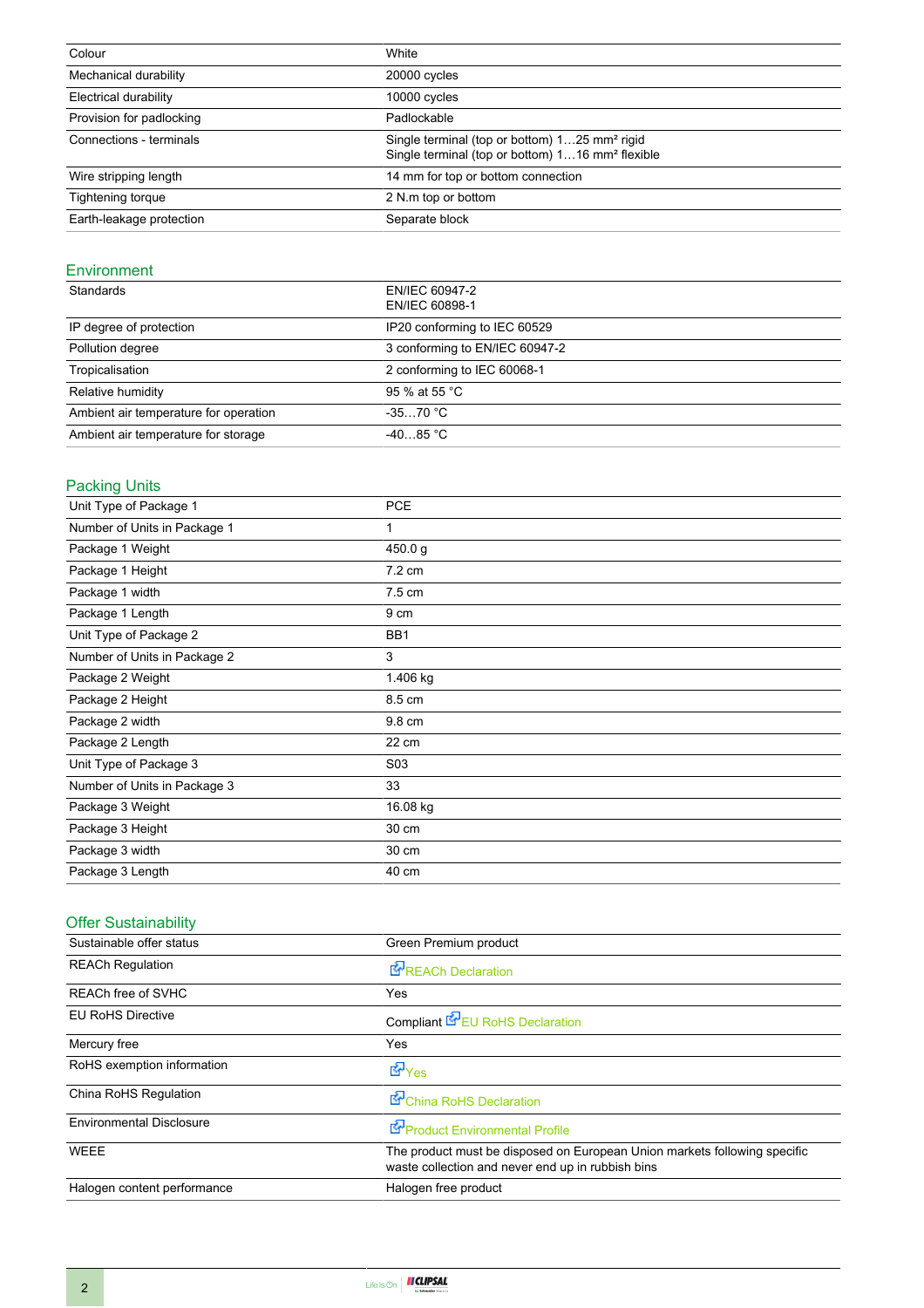| | |
|---|---|
| Colour | White |
| Mechanical durability | 20000 cycles |
| Electrical durability | 10000 cycles |
| Provision for padlocking | Padlockable |
| Connections - terminals | Single terminal (top or bottom) 1…25 mm² rigid<br>Single terminal (top or bottom) 1…16 mm² flexible |
| Wire stripping length | 14 mm for top or bottom connection |
| Tightening torque | 2 N.m top or bottom |
| Earth-leakage protection | Separate block |

## Environment

| | |
|---|---|
| Standards | EN/IEC 60947-2<br>EN/IEC 60898-1 |
| IP degree of protection | IP20 conforming to IEC 60529 |
| Pollution degree | 3 conforming to EN/IEC 60947-2 |
| Tropicalisation | 2 conforming to IEC 60068-1 |
| Relative humidity | 95 % at 55 °C |
| Ambient air temperature for operation | -35…70 °C |
| Ambient air temperature for storage | -40…85 °C |

## Packing Units

| | |
|---|---|
| Unit Type of Package 1 | PCE |
| Number of Units in Package 1 | 1 |
| Package 1 Weight | 450.0 g |
| Package 1 Height | 7.2 cm |
| Package 1 width | 7.5 cm |
| Package 1 Length | 9 cm |
| Unit Type of Package 2 | BB1 |
| Number of Units in Package 2 | 3 |
| Package 2 Weight | 1.406 kg |
| Package 2 Height | 8.5 cm |
| Package 2 width | 9.8 cm |
| Package 2 Length | 22 cm |
| Unit Type of Package 3 | S03 |
| Number of Units in Package 3 | 33 |
| Package 3 Weight | 16.08 kg |
| Package 3 Height | 30 cm |
| Package 3 width | 30 cm |
| Package 3 Length | 40 cm |

## Offer Sustainability

| | |
|---|---|
| Sustainable offer status | Green Premium product |
| REACh Regulation | REACh Declaration |
| REACh free of SVHC | Yes |
| EU RoHS Directive | Compliant EU RoHS Declaration |
| Mercury free | Yes |
| RoHS exemption information | Yes |
| China RoHS Regulation | China RoHS Declaration |
| Environmental Disclosure | Product Environmental Profile |
| WEEE | The product must be disposed on European Union markets following specific waste collection and never end up in rubbish bins |
| Halogen content performance | Halogen free product |